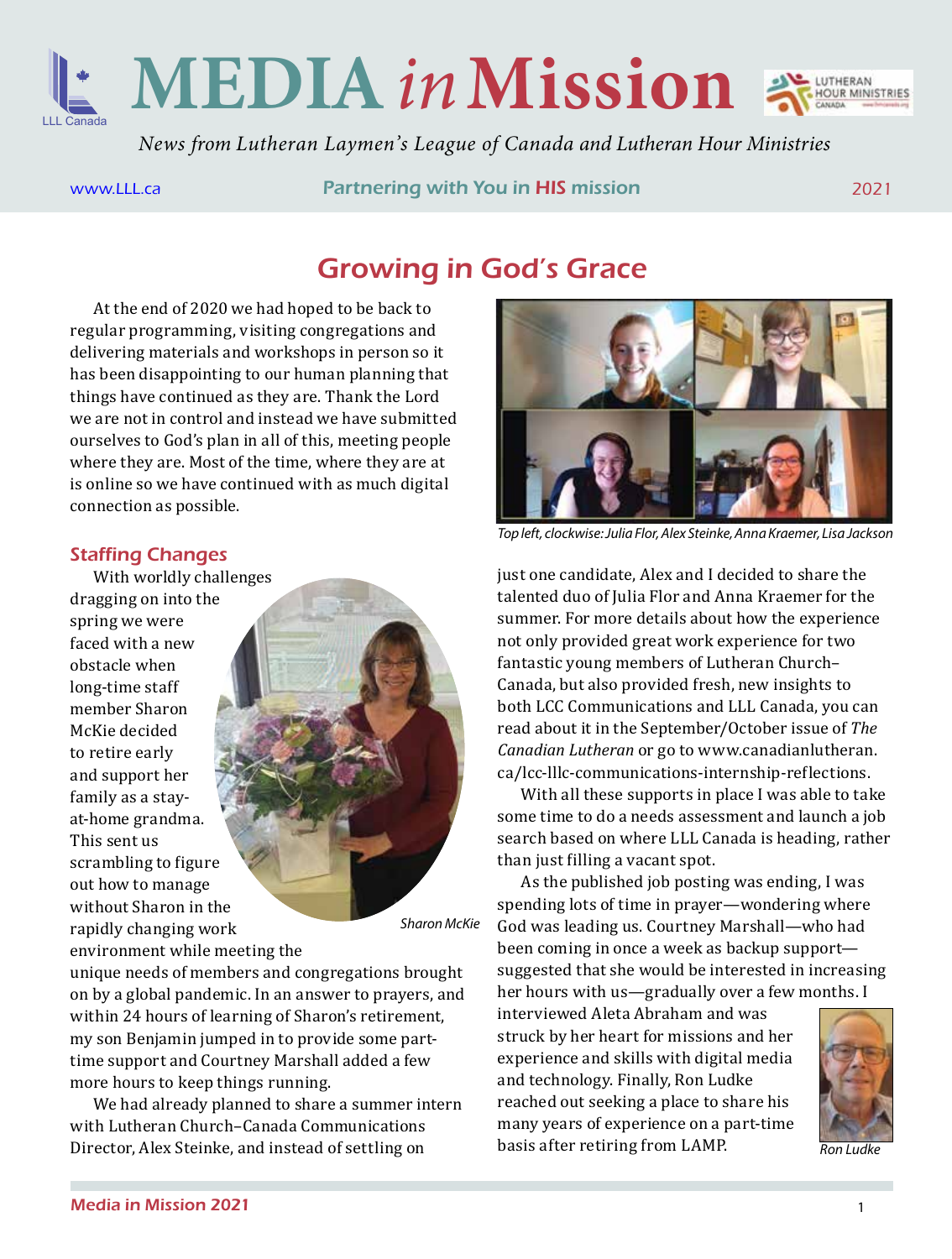# MEDIA *in* Mission

*News from Lutheran Laymen's League of Canada and Lutheran Hour Ministries*

www.LLL.ca — Partnering with You in HIS mission — 2021

## Growing in God's Grace

At the end of 2020 we had hoped to be back to regular programming, visiting congregations and delivering materials and workshops in person so it has been disappointing to our human planning that things have continued as they are. Thank the Lord we are not in control and instead we have submitted ourselves to God's plan in all of this, meeting people where they are. Most of the time, where they are at is online so we have continued with as much digital connection as possible.

### Staffing Changes

With worldly challenges dragging on into the spring we were faced with a new obstacle when long-time staff member Sharon McKie decided to retire early and support her family as a stay-at-home grandma. This sent us scrambling to figure out how to manage without Sharon in the rapidly changing work environment while meeting the unique needs of members and congregations brought on by a global pandemic. In an answer to prayers, and within 24 hours of learning of Sharon's retirement, my son Benjamin jumped in to provide some part-time support and Courtney Marshall added a few more hours to keep things running.

*Sharon McKie*

We had already planned to share a summer intern with Lutheran Church–Canada Communications Director, Alex Steinke, and instead of settling on just one candidate, Alex and I decided to share the talented duo of Julia Flor and Anna Kraemer for the summer. For more details about how the experience not only provided great work experience for two fantastic young members of Lutheran Church–Canada, but also provided fresh, new insights to both LCC Communications and LLL Canada, you can read about it in the September/October issue of *The Canadian Lutheran* or go to www.canadianlutheran.ca/lcc-lllc-communications-internship-reflections.

*Top left, clockwise: Julia Flor, Alex Steinke, Anna Kraemer, Lisa Jackson*

With all these supports in place I was able to take some time to do a needs assessment and launch a job search based on where LLL Canada is heading, rather than just filling a vacant spot.

As the published job posting was ending, I was spending lots of time in prayer—wondering where God was leading us. Courtney Marshall—who had been coming in once a week as backup support—suggested that she would be interested in increasing her hours with us—gradually over a few months. I interviewed Aleta Abraham and was struck by her heart for missions and her experience and skills with digital media and technology. Finally, Ron Ludke reached out seeking a place to share his many years of experience on a part-time basis after retiring from LAMP.

*Ron Ludke*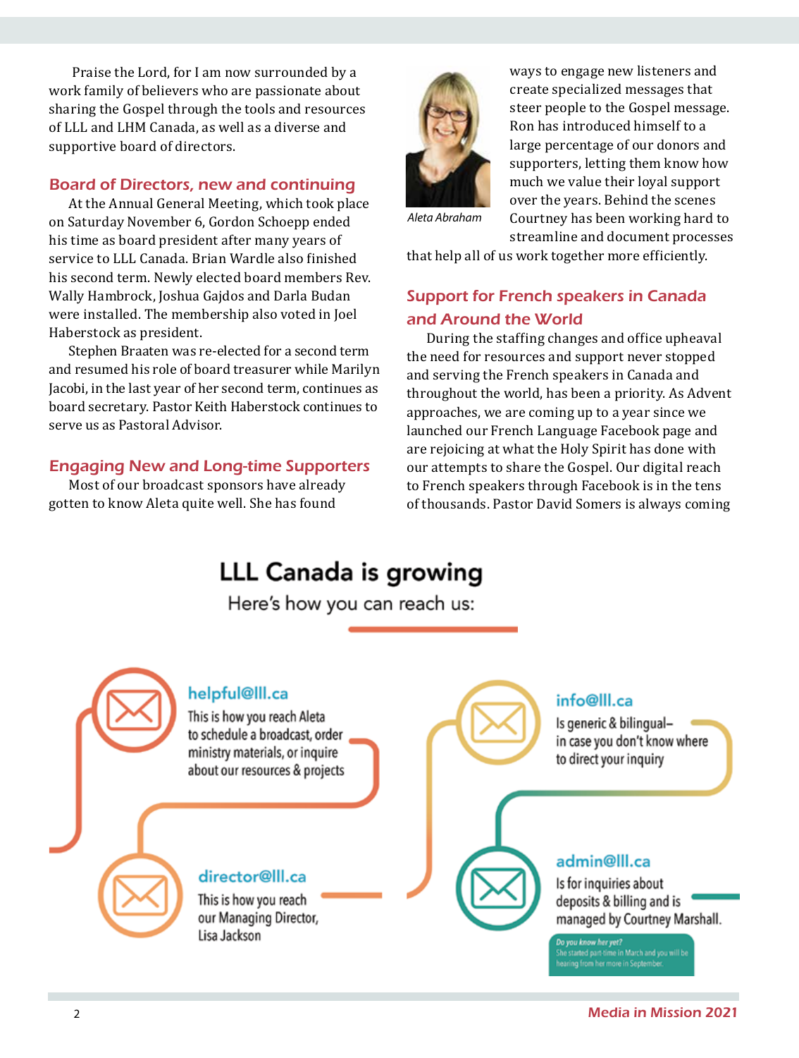Praise the Lord, for I am now surrounded by a work family of believers who are passionate about sharing the Gospel through the tools and resources of LLL and LHM Canada, as well as a diverse and supportive board of directors.

## Board of Directors, new and continuing

At the Annual General Meeting, which took place on Saturday November 6, Gordon Schoepp ended his time as board president after many years of service to LLL Canada. Brian Wardle also finished his second term. Newly elected board members Rev. Wally Hambrock, Joshua Gajdos and Darla Budan were installed. The membership also voted in Joel Haberstock as president.

Stephen Braaten was re-elected for a second term and resumed his role of board treasurer while Marilyn Jacobi, in the last year of her second term, continues as board secretary. Pastor Keith Haberstock continues to serve us as Pastoral Advisor.

## Engaging New and Long-time Supporters

Most of our broadcast sponsors have already gotten to know Aleta quite well. She has found ways to engage new listeners and create specialized messages that steer people to the Gospel message. Ron has introduced himself to a large percentage of our donors and supporters, letting them know how much we value their loyal support over the years. Behind the scenes Courtney has been working hard to streamline and document processes that help all of us work together more efficiently.

*Aleta Abraham*

## Support for French speakers in Canada and Around the World

During the staffing changes and office upheaval the need for resources and support never stopped and serving the French speakers in Canada and throughout the world, has been a priority. As Advent approaches, we are coming up to a year since we launched our French Language Facebook page and are rejoicing at what the Holy Spirit has done with our attempts to share the Gospel. Our digital reach to French speakers through Facebook is in the tens of thousands. Pastor David Somers is always coming

# LLL Canada is growing

Here's how you can reach us:

**helpful@lll.ca**
This is how you reach Aleta to schedule a broadcast, order ministry materials, or inquire about our resources & projects

**director@lll.ca**
This is how you reach our Managing Director, Lisa Jackson

**info@lll.ca**
Is generic & bilingual– in case you don't know where to direct your inquiry

**admin@lll.ca**
Is for inquiries about deposits & billing and is managed by Courtney Marshall.

*Do you know her yet?*
She started part-time in March and you will be hearing from her more in September.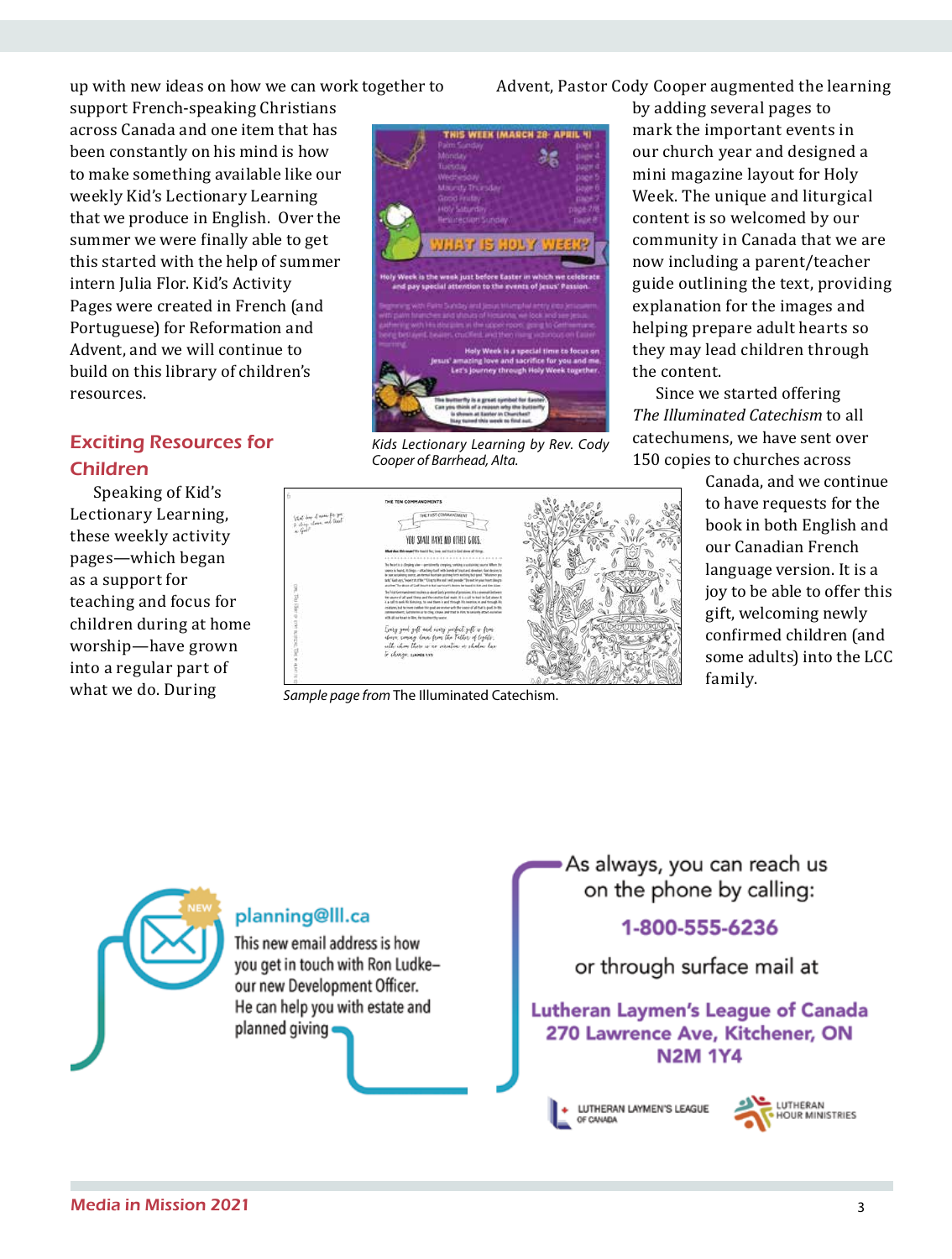up with new ideas on how we can work together to support French-speaking Christians across Canada and one item that has been constantly on his mind is how to make something available like our weekly Kid's Lectionary Learning that we produce in English. Over the summer we were finally able to get this started with the help of summer intern Julia Flor. Kid's Activity Pages were created in French (and Portuguese) for Reformation and Advent, and we will continue to build on this library of children's resources.

## Exciting Resources for Children

Speaking of Kid's Lectionary Learning, these weekly activity pages—which began as a support for teaching and focus for children during at home worship—have grown into a regular part of what we do. During Advent, Pastor Cody Cooper augmented the learning by adding several pages to mark the important events in our church year and designed a mini magazine layout for Holy Week. The unique and liturgical content is so welcomed by our community in Canada that we are now including a parent/teacher guide outlining the text, providing explanation for the images and helping prepare adult hearts so they may lead children through the content.

*Kids Lectionary Learning by Rev. Cody Cooper of Barrhead, Alta.*

Since we started offering *The Illuminated Catechism* to all catechumens, we have sent over 150 copies to churches across Canada, and we continue to have requests for the book in both English and our Canadian French language version. It is a joy to be able to offer this gift, welcoming newly confirmed children (and some adults) into the LCC family.

*Sample page from* The Illuminated Catechism.

NEW

**planning@lll.ca**

This new email address is how you get in touch with Ron Ludke– our new Development Officer. He can help you with estate and planned giving

As always, you can reach us on the phone by calling:

**1-800-555-6236**

or through surface mail at

**Lutheran Laymen's League of Canada**
**270 Lawrence Ave, Kitchener, ON**
**N2M 1Y4**

LUTHERAN LAYMEN'S LEAGUE OF CANADA

LUTHERAN HOUR MINISTRIES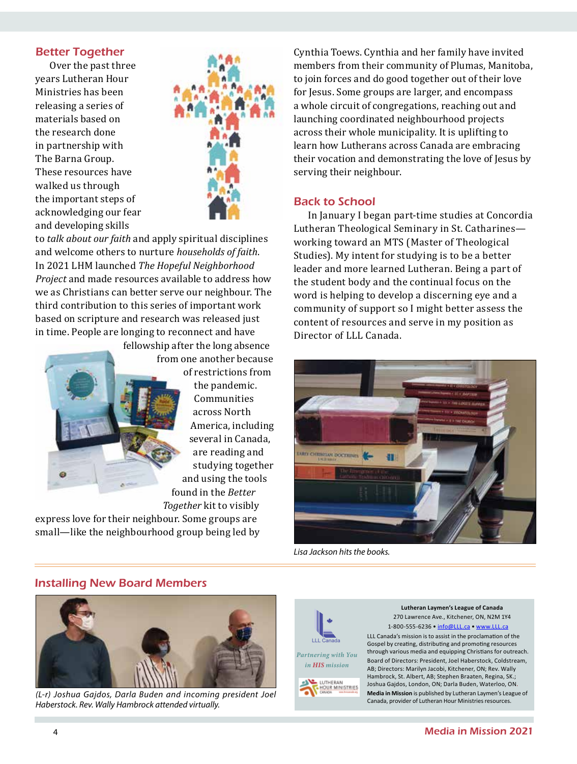## Better Together

Over the past three years Lutheran Hour Ministries has been releasing a series of materials based on the research done in partnership with The Barna Group. These resources have walked us through the important steps of acknowledging our fear and developing skills to *talk about our faith* and apply spiritual disciplines and welcome others to nurture *households of faith*. In 2021 LHM launched *The Hopeful Neighborhood Project* and made resources available to address how we as Christians can better serve our neighbour. The third contribution to this series of important work based on scripture and research was released just in time. People are longing to reconnect and have fellowship after the long absence from one another because of restrictions from the pandemic. Communities across North America, including several in Canada, are reading and studying together and using the tools found in the *Better Together* kit to visibly express love for their neighbour. Some groups are small—like the neighbourhood group being led by Cynthia Toews. Cynthia and her family have invited members from their community of Plumas, Manitoba, to join forces and do good together out of their love for Jesus. Some groups are larger, and encompass a whole circuit of congregations, reaching out and launching coordinated neighbourhood projects across their whole municipality. It is uplifting to learn how Lutherans across Canada are embracing their vocation and demonstrating the love of Jesus by serving their neighbour.

## Back to School

In January I began part-time studies at Concordia Lutheran Theological Seminary in St. Catharines—working toward an MTS (Master of Theological Studies). My intent for studying is to be a better leader and more learned Lutheran. Being a part of the student body and the continual focus on the word is helping to develop a discerning eye and a community of support so I might better assess the content of resources and serve in my position as Director of LLL Canada.

*Lisa Jackson hits the books.*

## Installing New Board Members

*(L-r) Joshua Gajdos, Darla Buden and incoming president Joel Haberstock. Rev. Wally Hambrock attended virtually.*

LLL Canada

*Partnering with You in **HIS** mission*

**Lutheran Laymen's League of Canada**
270 Lawrence Ave., Kitchener, ON, N2M 1Y4
1-800-555-6236 • info@LLL.ca • www.LLL.ca

LLL Canada's mission is to assist in the proclamation of the Gospel by creating, distributing and promoting resources through various media and equipping Christians for outreach.

Board of Directors: President, Joel Haberstock, Coldstream, AB; Directors: Marilyn Jacobi, Kitchener, ON; Rev. Wally Hambrock, St. Albert, AB; Stephen Braaten, Regina, SK.; Joshua Gajdos, London, ON; Darla Buden, Waterloo, ON.

**Media in Mission** is published by Lutheran Laymen's League of Canada, provider of Lutheran Hour Ministries resources.